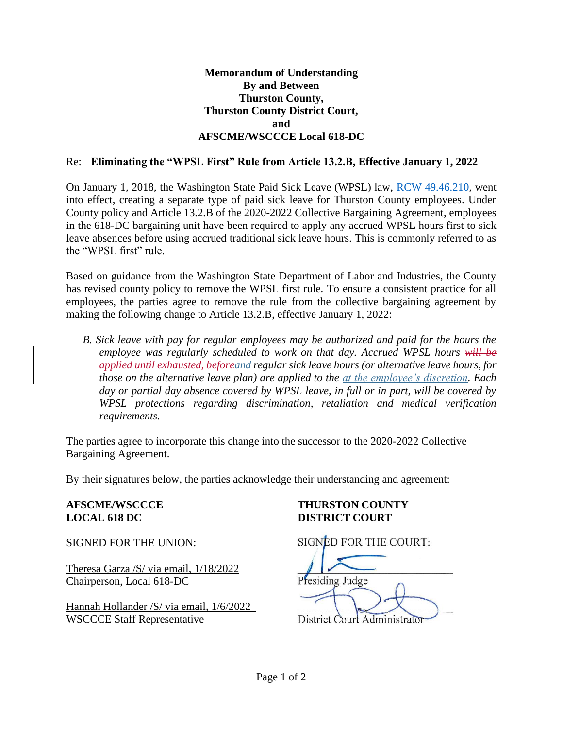**Memorandum of Understanding**
**By and Between**
**Thurston County,**
**Thurston County District Court,**
**and**
**AFSCME/WSCCCE Local 618-DC**

Re: **Eliminating the "WPSL First" Rule from Article 13.2.B, Effective January 1, 2022**

On January 1, 2018, the Washington State Paid Sick Leave (WPSL) law, RCW 49.46.210, went into effect, creating a separate type of paid sick leave for Thurston County employees. Under County policy and Article 13.2.B of the 2020-2022 Collective Bargaining Agreement, employees in the 618-DC bargaining unit have been required to apply any accrued WPSL hours first to sick leave absences before using accrued traditional sick leave hours. This is commonly referred to as the "WPSL first" rule.

Based on guidance from the Washington State Department of Labor and Industries, the County has revised county policy to remove the WPSL first rule. To ensure a consistent practice for all employees, the parties agree to remove the rule from the collective bargaining agreement by making the following change to Article 13.2.B, effective January 1, 2022:

> *B. Sick leave with pay for regular employees may be authorized and paid for the hours the employee was regularly scheduled to work on that day. Accrued WPSL hours ~~will be applied until exhausted, before~~and regular sick leave hours (or alternative leave hours, for those on the alternative leave plan) are applied to the at the employee's discretion. Each day or partial day absence covered by WPSL leave, in full or in part, will be covered by WPSL protections regarding discrimination, retaliation and medical verification requirements.*

The parties agree to incorporate this change into the successor to the 2020-2022 Collective Bargaining Agreement.

By their signatures below, the parties acknowledge their understanding and agreement:

**AFSCME/WSCCCE LOCAL 618 DC**

SIGNED FOR THE UNION:

Theresa Garza /S/ via email, 1/18/2022
Chairperson, Local 618-DC

Hannah Hollander /S/ via email, 1/6/2022
WSCCCE Staff Representative

**THURSTON COUNTY DISTRICT COURT**

SIGNED FOR THE COURT:

Presiding Judge

District Court Administrator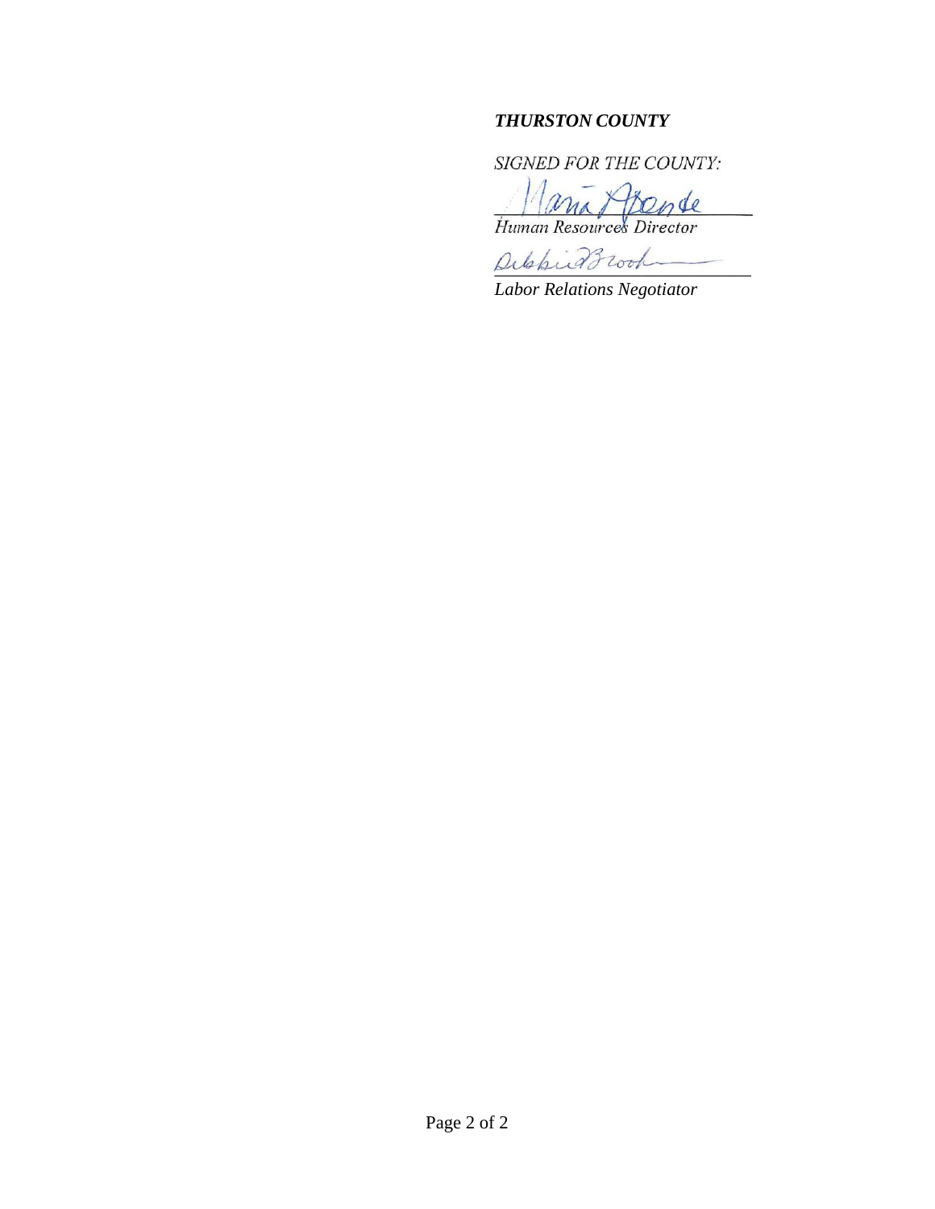***THURSTON COUNTY***

*SIGNED FOR THE COUNTY:*

Maria Aponte
*Human Resources Director*

Debbie Brooks
*Labor Relations Negotiator*